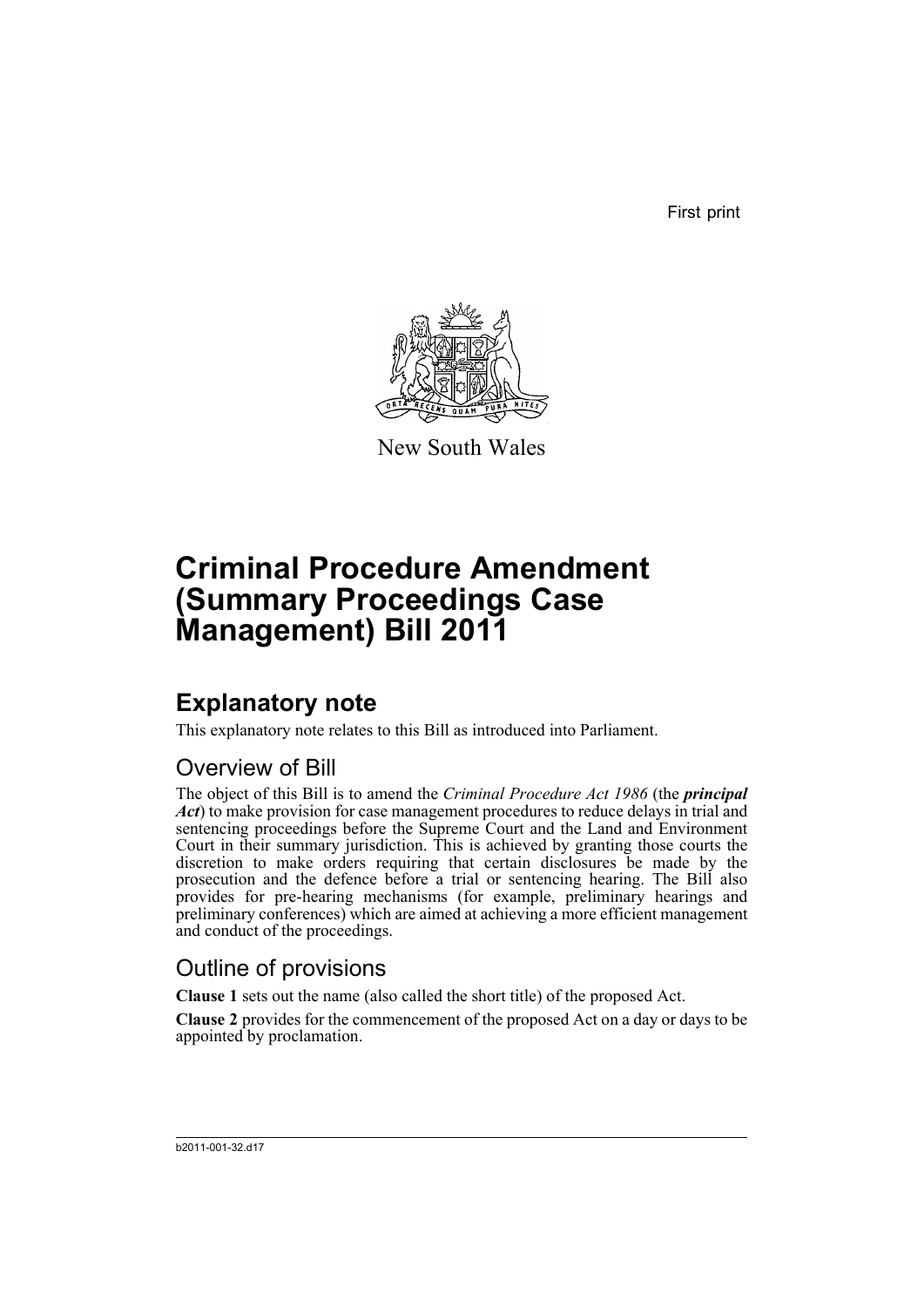First print

New South Wales

# Criminal Procedure Amendment (Summary Proceedings Case Management) Bill 2011

## Explanatory note

This explanatory note relates to this Bill as introduced into Parliament.

### Overview of Bill

The object of this Bill is to amend the *Criminal Procedure Act 1986* (the ***principal Act***) to make provision for case management procedures to reduce delays in trial and sentencing proceedings before the Supreme Court and the Land and Environment Court in their summary jurisdiction. This is achieved by granting those courts the discretion to make orders requiring that certain disclosures be made by the prosecution and the defence before a trial or sentencing hearing. The Bill also provides for pre-hearing mechanisms (for example, preliminary hearings and preliminary conferences) which are aimed at achieving a more efficient management and conduct of the proceedings.

### Outline of provisions

**Clause 1** sets out the name (also called the short title) of the proposed Act.

**Clause 2** provides for the commencement of the proposed Act on a day or days to be appointed by proclamation.

b2011-001-32.d17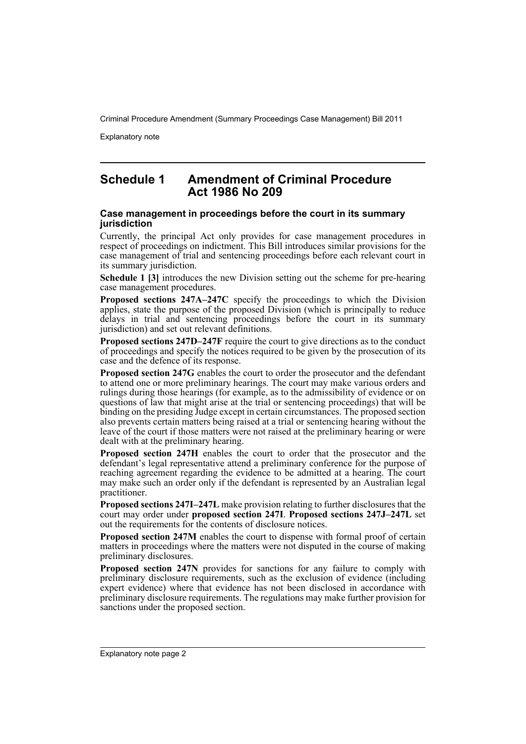## Schedule 1 Amendment of Criminal Procedure Act 1986 No 209

### Case management in proceedings before the court in its summary jurisdiction

Currently, the principal Act only provides for case management procedures in respect of proceedings on indictment. This Bill introduces similar provisions for the case management of trial and sentencing proceedings before each relevant court in its summary jurisdiction.

**Schedule 1 [3]** introduces the new Division setting out the scheme for pre-hearing case management procedures.

**Proposed sections 247A–247C** specify the proceedings to which the Division applies, state the purpose of the proposed Division (which is principally to reduce delays in trial and sentencing proceedings before the court in its summary jurisdiction) and set out relevant definitions.

**Proposed sections 247D–247F** require the court to give directions as to the conduct of proceedings and specify the notices required to be given by the prosecution of its case and the defence of its response.

**Proposed section 247G** enables the court to order the prosecutor and the defendant to attend one or more preliminary hearings. The court may make various orders and rulings during those hearings (for example, as to the admissibility of evidence or on questions of law that might arise at the trial or sentencing proceedings) that will be binding on the presiding Judge except in certain circumstances. The proposed section also prevents certain matters being raised at a trial or sentencing hearing without the leave of the court if those matters were not raised at the preliminary hearing or were dealt with at the preliminary hearing.

**Proposed section 247H** enables the court to order that the prosecutor and the defendant's legal representative attend a preliminary conference for the purpose of reaching agreement regarding the evidence to be admitted at a hearing. The court may make such an order only if the defendant is represented by an Australian legal practitioner.

**Proposed sections 247I–247L** make provision relating to further disclosures that the court may order under **proposed section 247I**. **Proposed sections 247J–247L** set out the requirements for the contents of disclosure notices.

**Proposed section 247M** enables the court to dispense with formal proof of certain matters in proceedings where the matters were not disputed in the course of making preliminary disclosures.

**Proposed section 247N** provides for sanctions for any failure to comply with preliminary disclosure requirements, such as the exclusion of evidence (including expert evidence) where that evidence has not been disclosed in accordance with preliminary disclosure requirements. The regulations may make further provision for sanctions under the proposed section.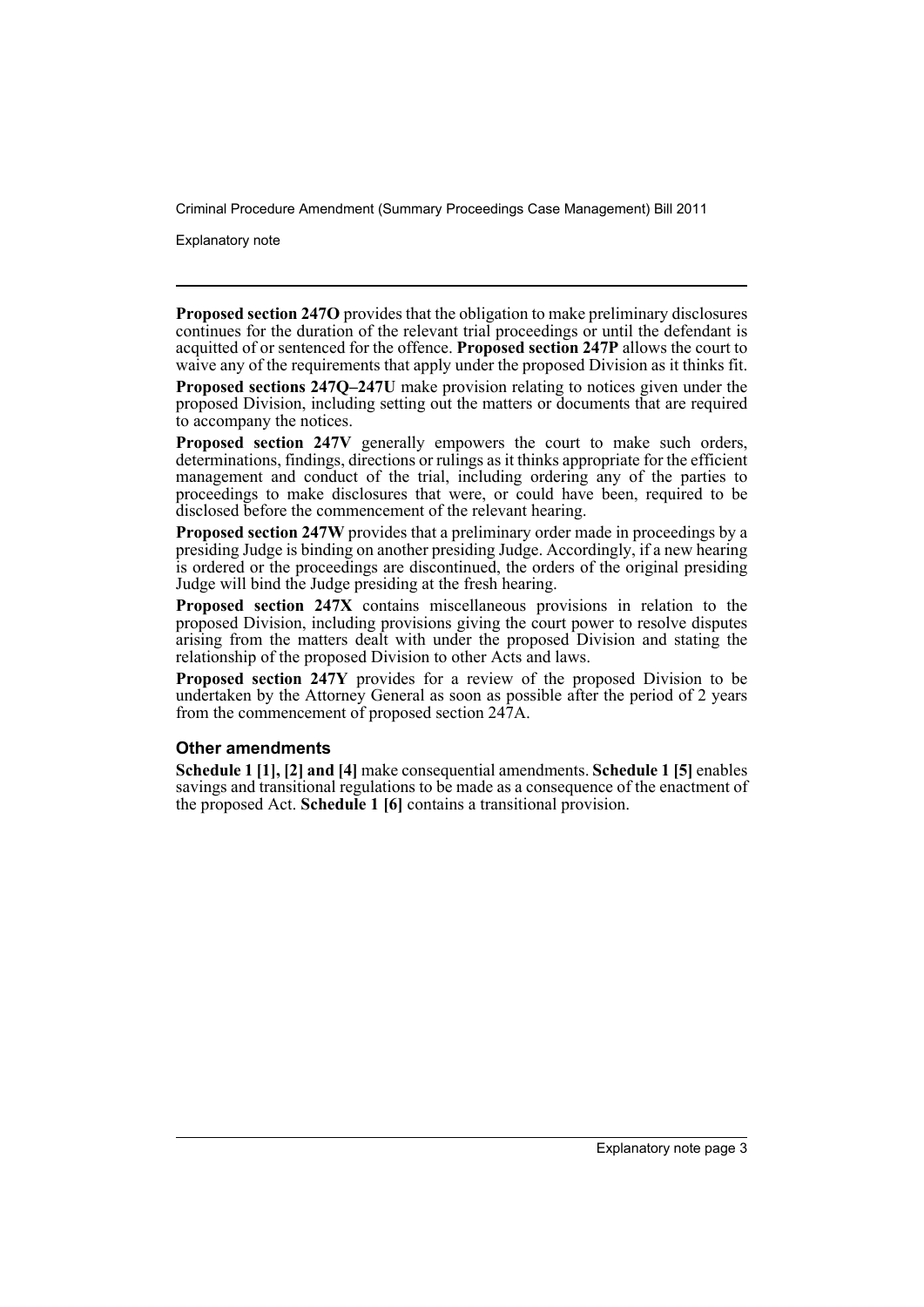**Proposed section 247O** provides that the obligation to make preliminary disclosures continues for the duration of the relevant trial proceedings or until the defendant is acquitted of or sentenced for the offence. **Proposed section 247P** allows the court to waive any of the requirements that apply under the proposed Division as it thinks fit.

**Proposed sections 247Q–247U** make provision relating to notices given under the proposed Division, including setting out the matters or documents that are required to accompany the notices.

**Proposed section 247V** generally empowers the court to make such orders, determinations, findings, directions or rulings as it thinks appropriate for the efficient management and conduct of the trial, including ordering any of the parties to proceedings to make disclosures that were, or could have been, required to be disclosed before the commencement of the relevant hearing.

**Proposed section 247W** provides that a preliminary order made in proceedings by a presiding Judge is binding on another presiding Judge. Accordingly, if a new hearing is ordered or the proceedings are discontinued, the orders of the original presiding Judge will bind the Judge presiding at the fresh hearing.

**Proposed section 247X** contains miscellaneous provisions in relation to the proposed Division, including provisions giving the court power to resolve disputes arising from the matters dealt with under the proposed Division and stating the relationship of the proposed Division to other Acts and laws.

**Proposed section 247Y** provides for a review of the proposed Division to be undertaken by the Attorney General as soon as possible after the period of 2 years from the commencement of proposed section 247A.

### Other amendments

**Schedule 1 [1], [2] and [4]** make consequential amendments. **Schedule 1 [5]** enables savings and transitional regulations to be made as a consequence of the enactment of the proposed Act. **Schedule 1 [6]** contains a transitional provision.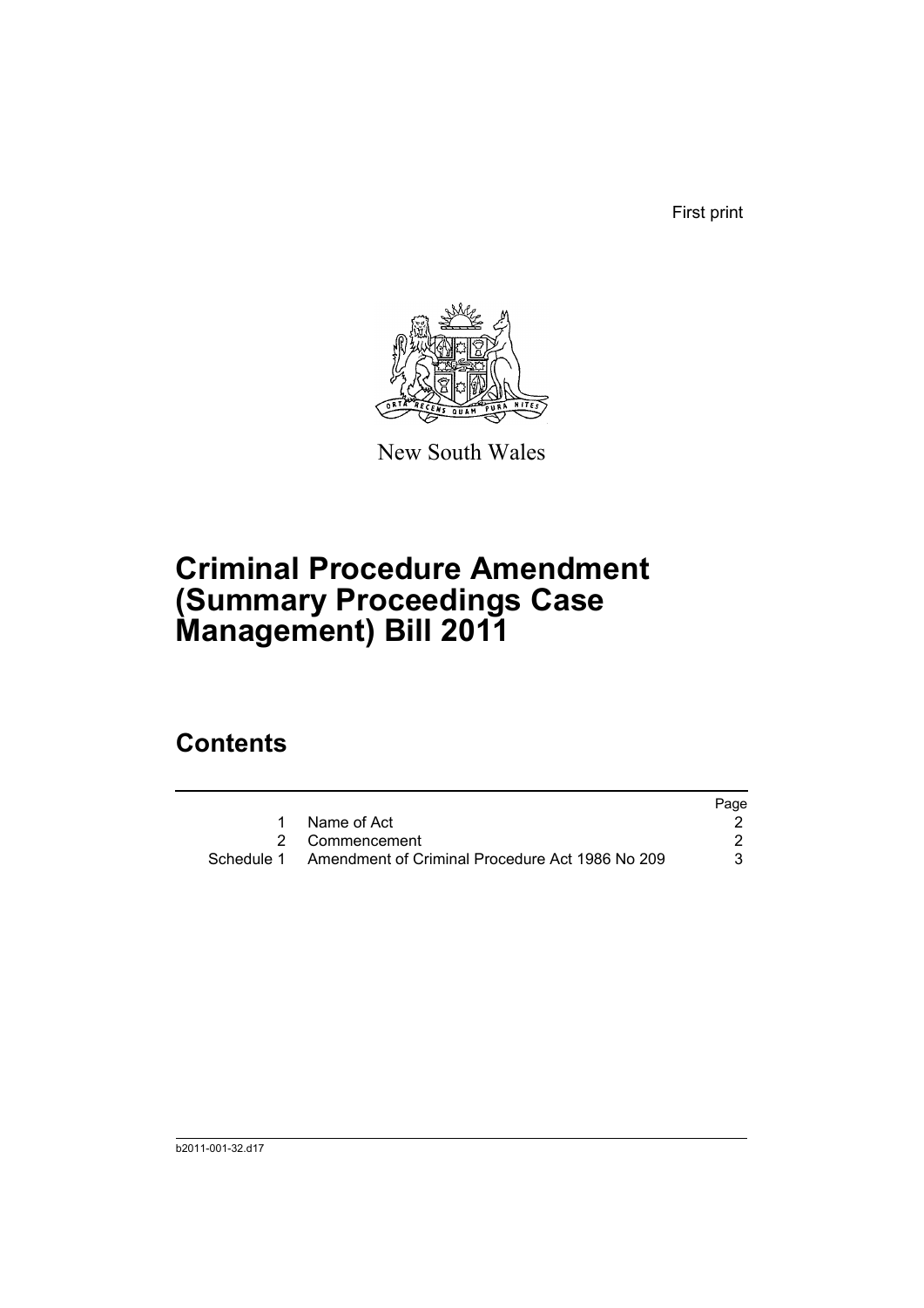First print

New South Wales

# Criminal Procedure Amendment (Summary Proceedings Case Management) Bill 2011

## Contents

| | | Page |
|---|---|---|
| 1 | Name of Act | 2 |
| 2 | Commencement | 2 |
| Schedule 1 | Amendment of Criminal Procedure Act 1986 No 209 | 3 |

b2011-001-32.d17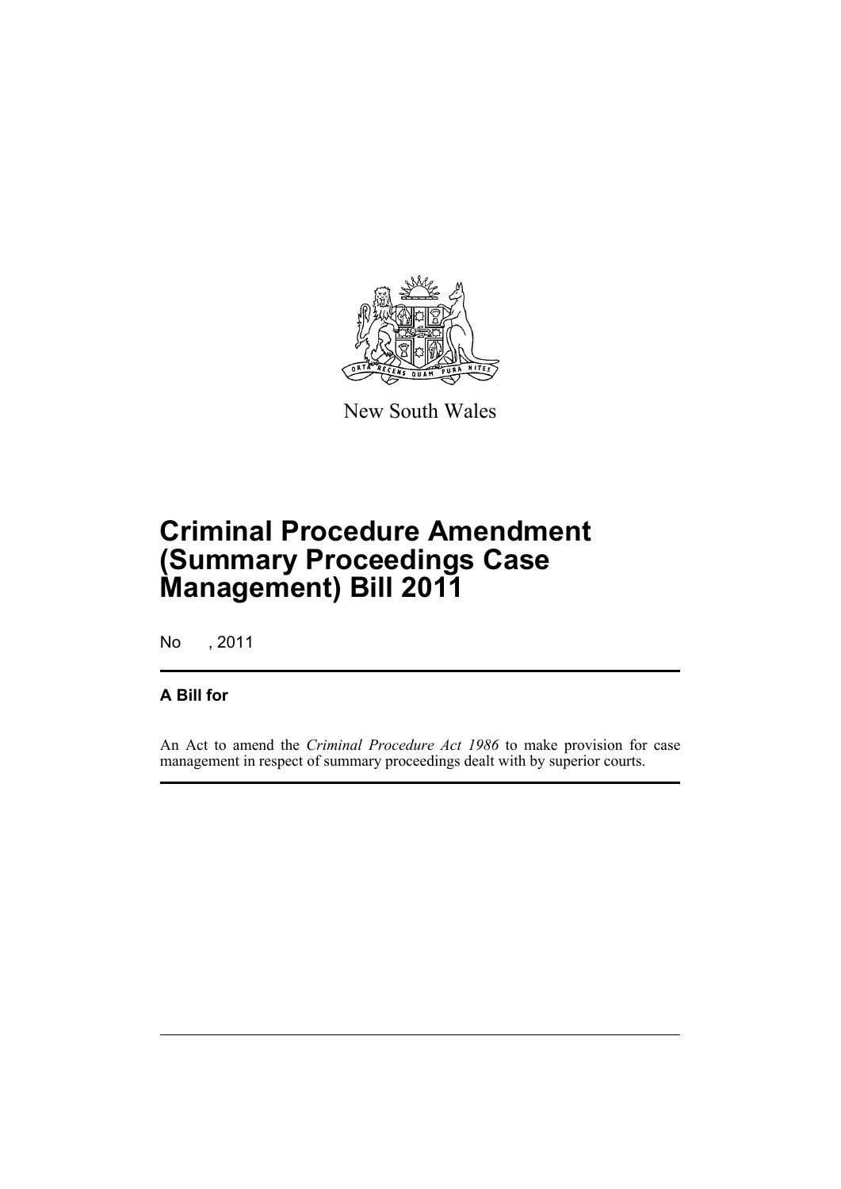New South Wales

# Criminal Procedure Amendment (Summary Proceedings Case Management) Bill 2011

No , 2011

## A Bill for

An Act to amend the *Criminal Procedure Act 1986* to make provision for case management in respect of summary proceedings dealt with by superior courts.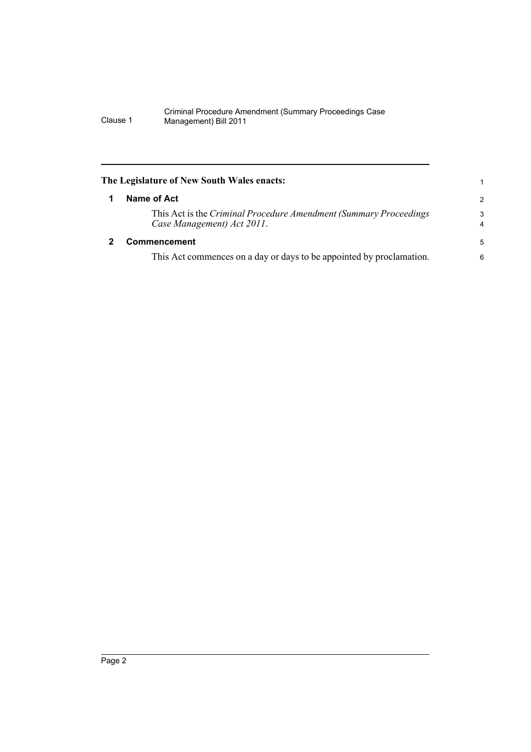**The Legislature of New South Wales enacts:**

## 1 Name of Act

This Act is the *Criminal Procedure Amendment (Summary Proceedings Case Management) Act 2011*.

## 2 Commencement

This Act commences on a day or days to be appointed by proclamation.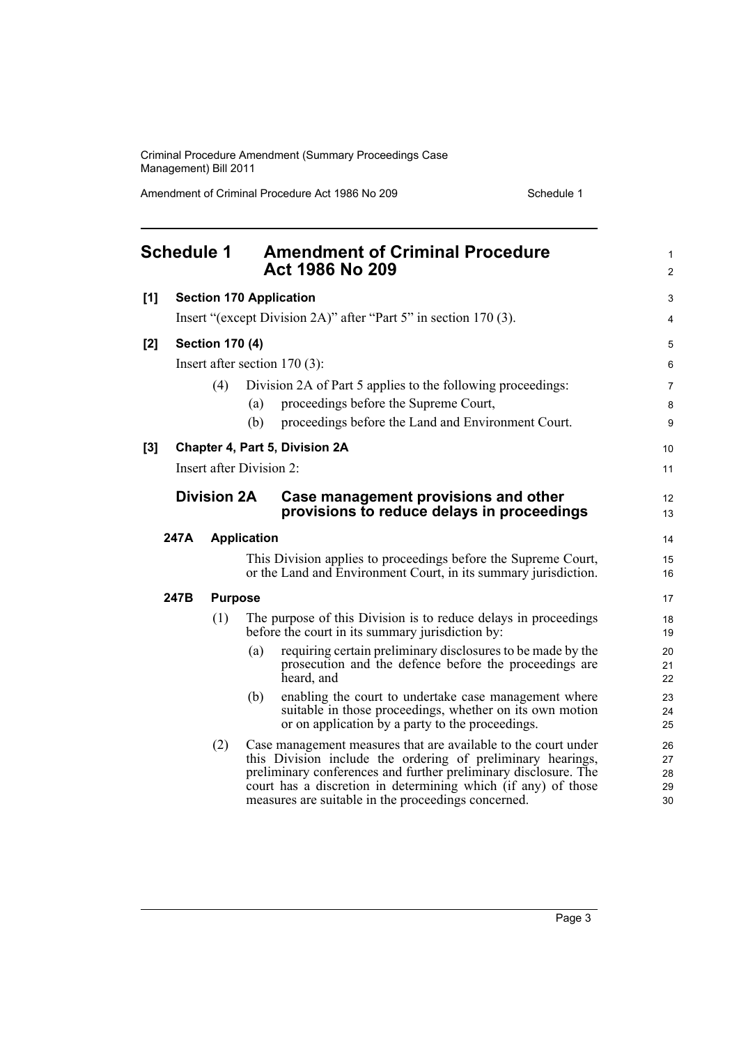## Schedule 1 Amendment of Criminal Procedure Act 1986 No 209

**[1] Section 170 Application**

Insert "(except Division 2A)" after "Part 5" in section 170 (3).

**[2] Section 170 (4)**

Insert after section 170 (3):

(4) Division 2A of Part 5 applies to the following proceedings:

(a) proceedings before the Supreme Court,

(b) proceedings before the Land and Environment Court.

**[3] Chapter 4, Part 5, Division 2A**

Insert after Division 2:

### Division 2A Case management provisions and other provisions to reduce delays in proceedings

**247A Application**

This Division applies to proceedings before the Supreme Court, or the Land and Environment Court, in its summary jurisdiction.

**247B Purpose**

(1) The purpose of this Division is to reduce delays in proceedings before the court in its summary jurisdiction by:

(a) requiring certain preliminary disclosures to be made by the prosecution and the defence before the proceedings are heard, and

(b) enabling the court to undertake case management where suitable in those proceedings, whether on its own motion or on application by a party to the proceedings.

(2) Case management measures that are available to the court under this Division include the ordering of preliminary hearings, preliminary conferences and further preliminary disclosure. The court has a discretion in determining which (if any) of those measures are suitable in the proceedings concerned.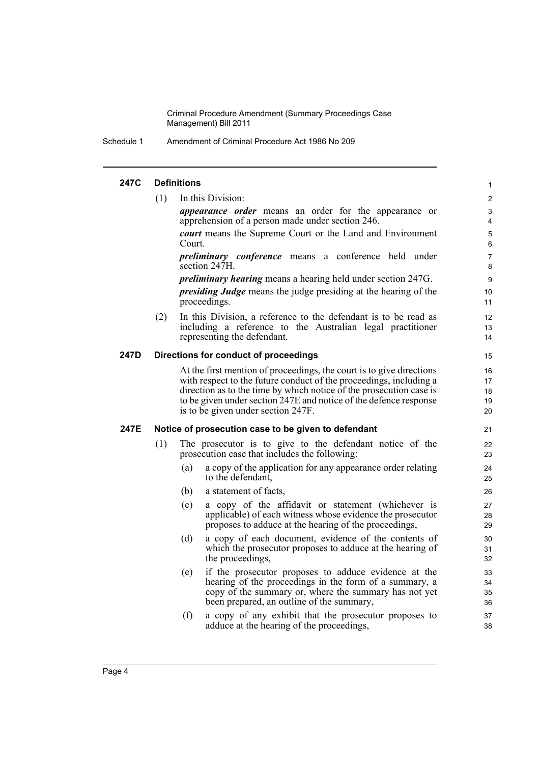#### 247C Definitions

(1) In this Division:

***appearance order*** means an order for the appearance or apprehension of a person made under section 246.

***court*** means the Supreme Court or the Land and Environment Court.

***preliminary conference*** means a conference held under section 247H.

***preliminary hearing*** means a hearing held under section 247G.

***presiding Judge*** means the judge presiding at the hearing of the proceedings.

(2) In this Division, a reference to the defendant is to be read as including a reference to the Australian legal practitioner representing the defendant.

#### 247D Directions for conduct of proceedings

At the first mention of proceedings, the court is to give directions with respect to the future conduct of the proceedings, including a direction as to the time by which notice of the prosecution case is to be given under section 247E and notice of the defence response is to be given under section 247F.

#### 247E Notice of prosecution case to be given to defendant

(1) The prosecutor is to give to the defendant notice of the prosecution case that includes the following:

(a) a copy of the application for any appearance order relating to the defendant,

(b) a statement of facts,

(c) a copy of the affidavit or statement (whichever is applicable) of each witness whose evidence the prosecutor proposes to adduce at the hearing of the proceedings,

(d) a copy of each document, evidence of the contents of which the prosecutor proposes to adduce at the hearing of the proceedings,

(e) if the prosecutor proposes to adduce evidence at the hearing of the proceedings in the form of a summary, a copy of the summary or, where the summary has not yet been prepared, an outline of the summary,

(f) a copy of any exhibit that the prosecutor proposes to adduce at the hearing of the proceedings,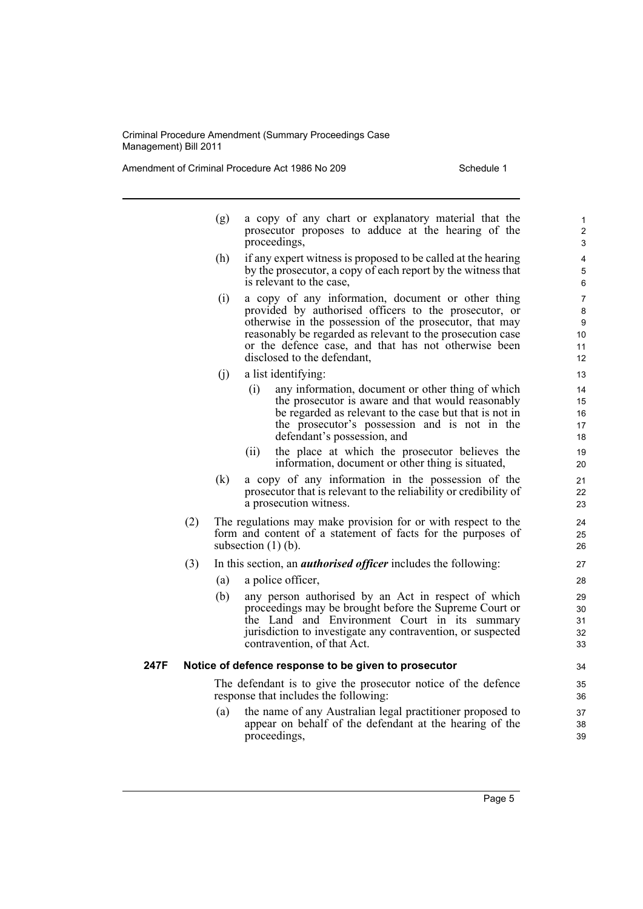(g) a copy of any chart or explanatory material that the prosecutor proposes to adduce at the hearing of the proceedings,

(h) if any expert witness is proposed to be called at the hearing by the prosecutor, a copy of each report by the witness that is relevant to the case,

(i) a copy of any information, document or other thing provided by authorised officers to the prosecutor, or otherwise in the possession of the prosecutor, that may reasonably be regarded as relevant to the prosecution case or the defence case, and that has not otherwise been disclosed to the defendant,

(j) a list identifying:

(i) any information, document or other thing of which the prosecutor is aware and that would reasonably be regarded as relevant to the case but that is not in the prosecutor's possession and is not in the defendant's possession, and

(ii) the place at which the prosecutor believes the information, document or other thing is situated,

(k) a copy of any information in the possession of the prosecutor that is relevant to the reliability or credibility of a prosecution witness.

(2) The regulations may make provision for or with respect to the form and content of a statement of facts for the purposes of subsection (1) (b).

(3) In this section, an ***authorised officer*** includes the following:

(a) a police officer,

(b) any person authorised by an Act in respect of which proceedings may be brought before the Supreme Court or the Land and Environment Court in its summary jurisdiction to investigate any contravention, or suspected contravention, of that Act.

**247F Notice of defence response to be given to prosecutor**

The defendant is to give the prosecutor notice of the defence response that includes the following:

(a) the name of any Australian legal practitioner proposed to appear on behalf of the defendant at the hearing of the proceedings,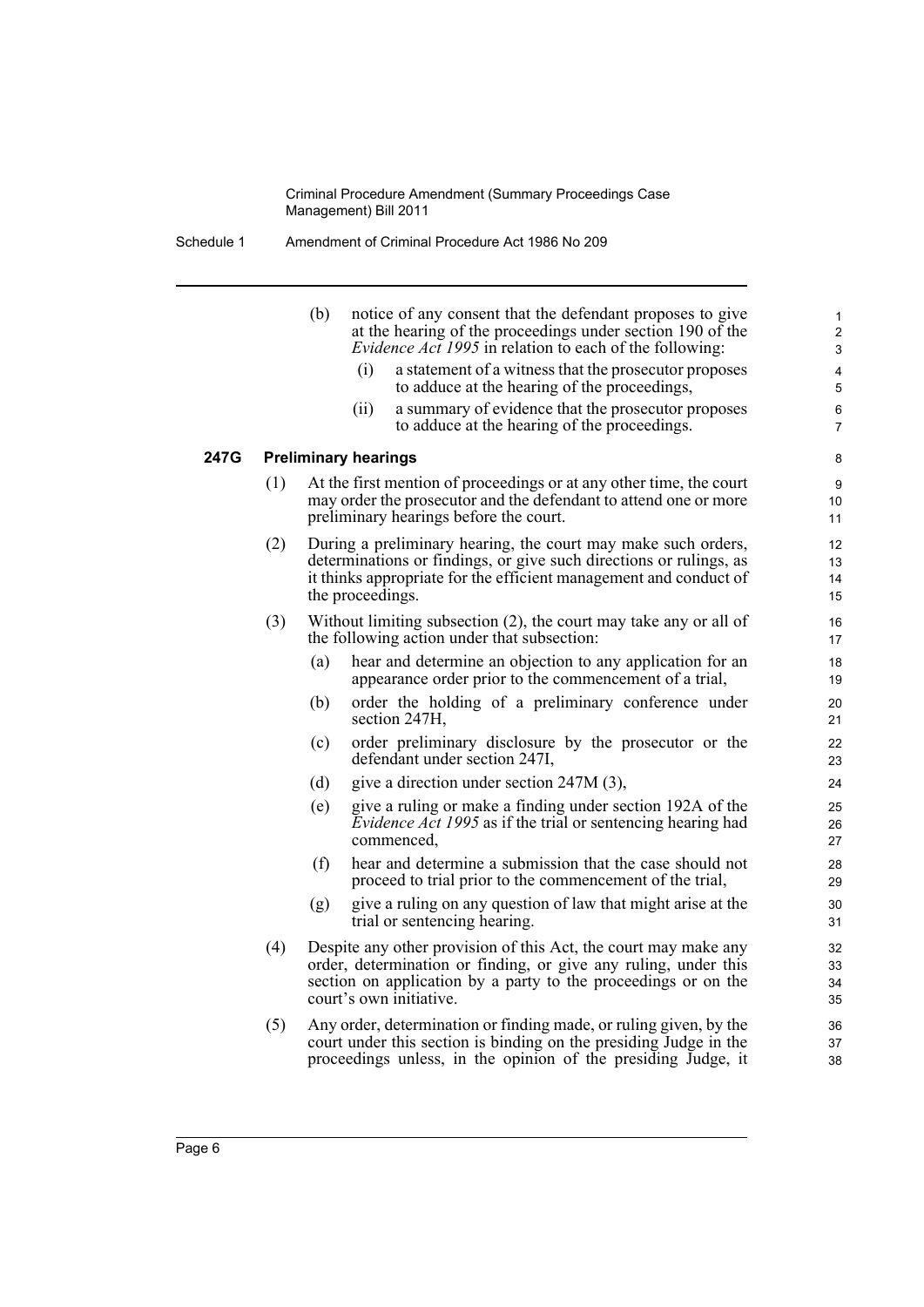(b) notice of any consent that the defendant proposes to give at the hearing of the proceedings under section 190 of the *Evidence Act 1995* in relation to each of the following:

(i) a statement of a witness that the prosecutor proposes to adduce at the hearing of the proceedings,

(ii) a summary of evidence that the prosecutor proposes to adduce at the hearing of the proceedings.

### 247G Preliminary hearings

(1) At the first mention of proceedings or at any other time, the court may order the prosecutor and the defendant to attend one or more preliminary hearings before the court.

(2) During a preliminary hearing, the court may make such orders, determinations or findings, or give such directions or rulings, as it thinks appropriate for the efficient management and conduct of the proceedings.

(3) Without limiting subsection (2), the court may take any or all of the following action under that subsection:

(a) hear and determine an objection to any application for an appearance order prior to the commencement of a trial,

(b) order the holding of a preliminary conference under section 247H,

(c) order preliminary disclosure by the prosecutor or the defendant under section 247I,

(d) give a direction under section 247M (3),

(e) give a ruling or make a finding under section 192A of the *Evidence Act 1995* as if the trial or sentencing hearing had commenced,

(f) hear and determine a submission that the case should not proceed to trial prior to the commencement of the trial,

(g) give a ruling on any question of law that might arise at the trial or sentencing hearing.

(4) Despite any other provision of this Act, the court may make any order, determination or finding, or give any ruling, under this section on application by a party to the proceedings or on the court's own initiative.

(5) Any order, determination or finding made, or ruling given, by the court under this section is binding on the presiding Judge in the proceedings unless, in the opinion of the presiding Judge, it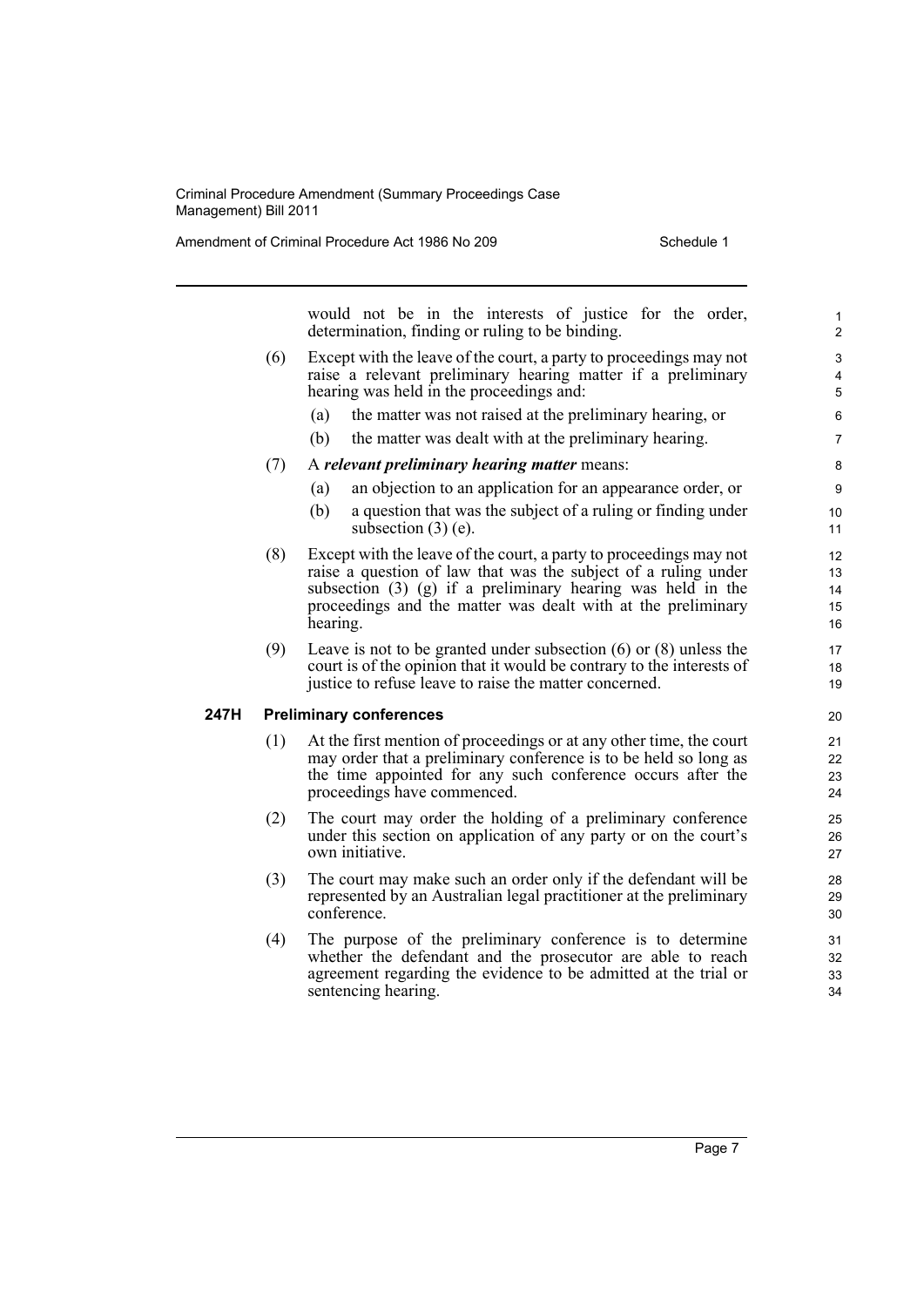would not be in the interests of justice for the order, determination, finding or ruling to be binding.

(6) Except with the leave of the court, a party to proceedings may not raise a relevant preliminary hearing matter if a preliminary hearing was held in the proceedings and:

(a) the matter was not raised at the preliminary hearing, or

(b) the matter was dealt with at the preliminary hearing.

(7) A ***relevant preliminary hearing matter*** means:

(a) an objection to an application for an appearance order, or

(b) a question that was the subject of a ruling or finding under subsection (3) (e).

(8) Except with the leave of the court, a party to proceedings may not raise a question of law that was the subject of a ruling under subsection (3) (g) if a preliminary hearing was held in the proceedings and the matter was dealt with at the preliminary hearing.

(9) Leave is not to be granted under subsection (6) or (8) unless the court is of the opinion that it would be contrary to the interests of justice to refuse leave to raise the matter concerned.

**247H Preliminary conferences**

(1) At the first mention of proceedings or at any other time, the court may order that a preliminary conference is to be held so long as the time appointed for any such conference occurs after the proceedings have commenced.

(2) The court may order the holding of a preliminary conference under this section on application of any party or on the court's own initiative.

(3) The court may make such an order only if the defendant will be represented by an Australian legal practitioner at the preliminary conference.

(4) The purpose of the preliminary conference is to determine whether the defendant and the prosecutor are able to reach agreement regarding the evidence to be admitted at the trial or sentencing hearing.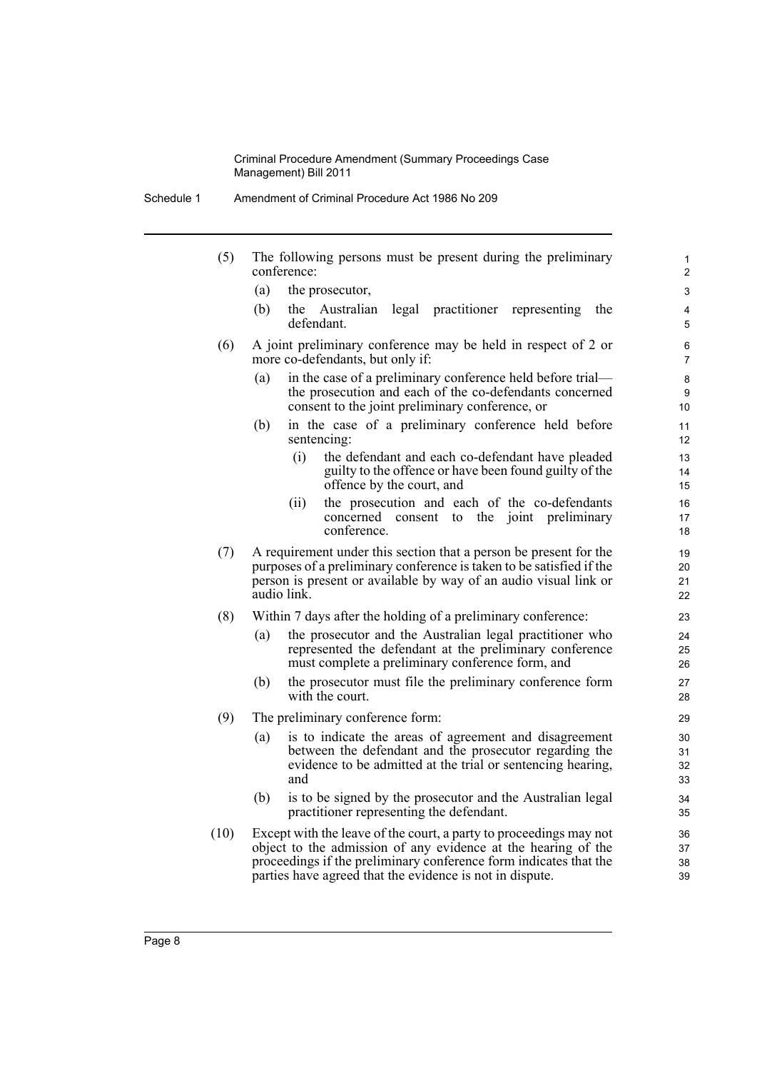(5) The following persons must be present during the preliminary conference:

  (a) the prosecutor,

  (b) the Australian legal practitioner representing the defendant.

(6) A joint preliminary conference may be held in respect of 2 or more co-defendants, but only if:

  (a) in the case of a preliminary conference held before trial—the prosecution and each of the co-defendants concerned consent to the joint preliminary conference, or

  (b) in the case of a preliminary conference held before sentencing:

    (i) the defendant and each co-defendant have pleaded guilty to the offence or have been found guilty of the offence by the court, and

    (ii) the prosecution and each of the co-defendants concerned consent to the joint preliminary conference.

(7) A requirement under this section that a person be present for the purposes of a preliminary conference is taken to be satisfied if the person is present or available by way of an audio visual link or audio link.

(8) Within 7 days after the holding of a preliminary conference:

  (a) the prosecutor and the Australian legal practitioner who represented the defendant at the preliminary conference must complete a preliminary conference form, and

  (b) the prosecutor must file the preliminary conference form with the court.

(9) The preliminary conference form:

  (a) is to indicate the areas of agreement and disagreement between the defendant and the prosecutor regarding the evidence to be admitted at the trial or sentencing hearing, and

  (b) is to be signed by the prosecutor and the Australian legal practitioner representing the defendant.

(10) Except with the leave of the court, a party to proceedings may not object to the admission of any evidence at the hearing of the proceedings if the preliminary conference form indicates that the parties have agreed that the evidence is not in dispute.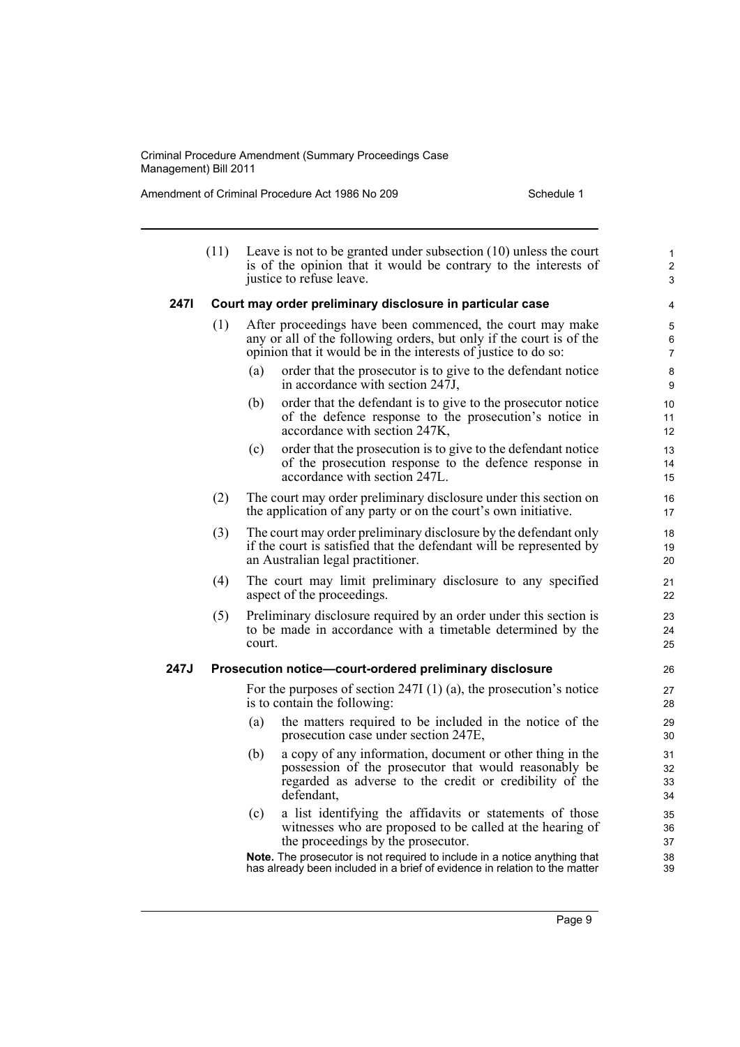(11) Leave is not to be granted under subsection (10) unless the court is of the opinion that it would be contrary to the interests of justice to refuse leave.

**247I Court may order preliminary disclosure in particular case**

(1) After proceedings have been commenced, the court may make any or all of the following orders, but only if the court is of the opinion that it would be in the interests of justice to do so:

(a) order that the prosecutor is to give to the defendant notice in accordance with section 247J,

(b) order that the defendant is to give to the prosecutor notice of the defence response to the prosecution's notice in accordance with section 247K,

(c) order that the prosecution is to give to the defendant notice of the prosecution response to the defence response in accordance with section 247L.

(2) The court may order preliminary disclosure under this section on the application of any party or on the court's own initiative.

(3) The court may order preliminary disclosure by the defendant only if the court is satisfied that the defendant will be represented by an Australian legal practitioner.

(4) The court may limit preliminary disclosure to any specified aspect of the proceedings.

(5) Preliminary disclosure required by an order under this section is to be made in accordance with a timetable determined by the court.

**247J Prosecution notice—court-ordered preliminary disclosure**

For the purposes of section 247I (1) (a), the prosecution's notice is to contain the following:

(a) the matters required to be included in the notice of the prosecution case under section 247E,

(b) a copy of any information, document or other thing in the possession of the prosecutor that would reasonably be regarded as adverse to the credit or credibility of the defendant,

(c) a list identifying the affidavits or statements of those witnesses who are proposed to be called at the hearing of the proceedings by the prosecutor.

**Note.** The prosecutor is not required to include in a notice anything that has already been included in a brief of evidence in relation to the matter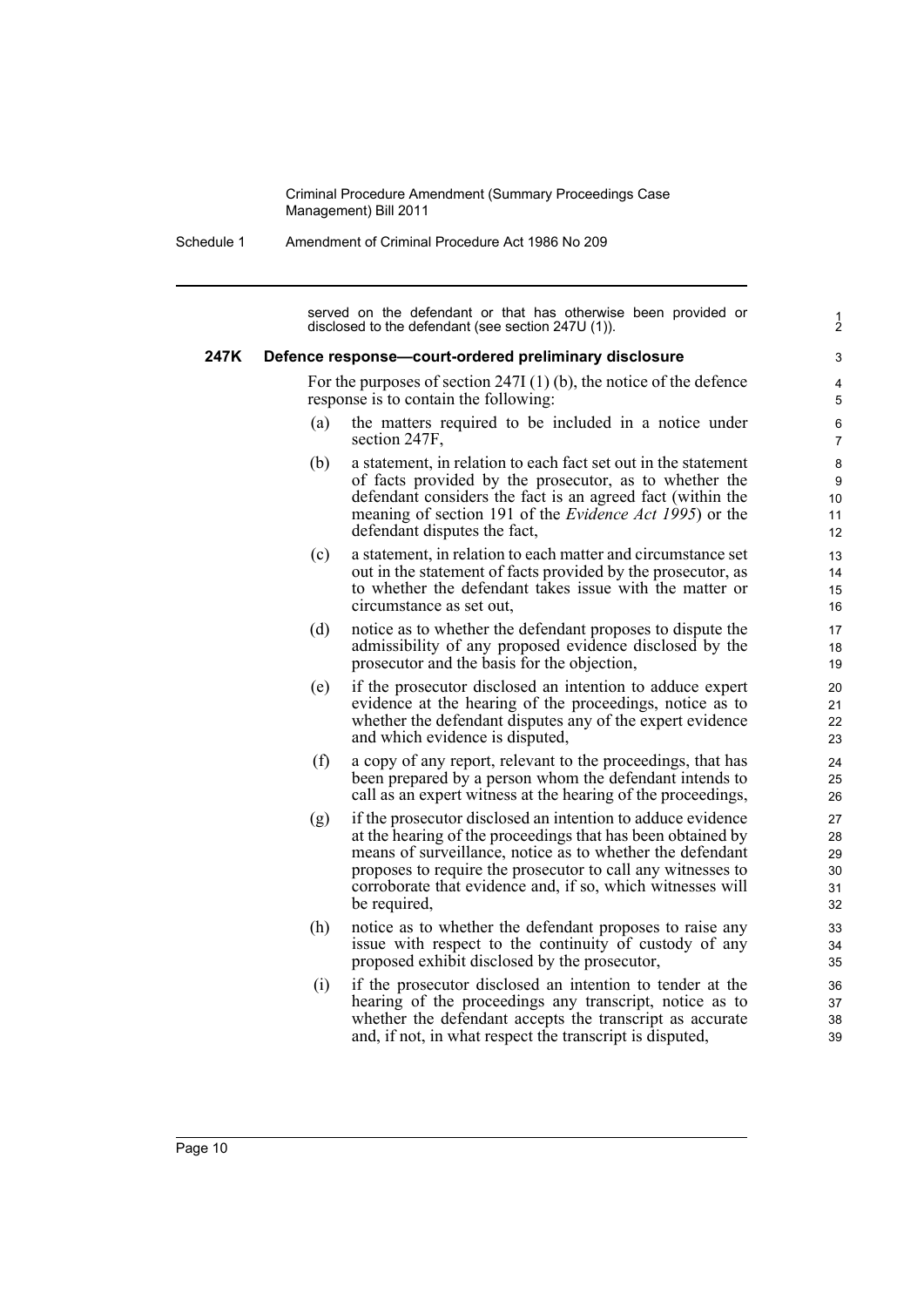served on the defendant or that has otherwise been provided or disclosed to the defendant (see section 247U (1)).

### 247K Defence response—court-ordered preliminary disclosure

For the purposes of section 247I (1) (b), the notice of the defence response is to contain the following:

(a) the matters required to be included in a notice under section 247F,

(b) a statement, in relation to each fact set out in the statement of facts provided by the prosecutor, as to whether the defendant considers the fact is an agreed fact (within the meaning of section 191 of the *Evidence Act 1995*) or the defendant disputes the fact,

(c) a statement, in relation to each matter and circumstance set out in the statement of facts provided by the prosecutor, as to whether the defendant takes issue with the matter or circumstance as set out,

(d) notice as to whether the defendant proposes to dispute the admissibility of any proposed evidence disclosed by the prosecutor and the basis for the objection,

(e) if the prosecutor disclosed an intention to adduce expert evidence at the hearing of the proceedings, notice as to whether the defendant disputes any of the expert evidence and which evidence is disputed,

(f) a copy of any report, relevant to the proceedings, that has been prepared by a person whom the defendant intends to call as an expert witness at the hearing of the proceedings,

(g) if the prosecutor disclosed an intention to adduce evidence at the hearing of the proceedings that has been obtained by means of surveillance, notice as to whether the defendant proposes to require the prosecutor to call any witnesses to corroborate that evidence and, if so, which witnesses will be required,

(h) notice as to whether the defendant proposes to raise any issue with respect to the continuity of custody of any proposed exhibit disclosed by the prosecutor,

(i) if the prosecutor disclosed an intention to tender at the hearing of the proceedings any transcript, notice as to whether the defendant accepts the transcript as accurate and, if not, in what respect the transcript is disputed,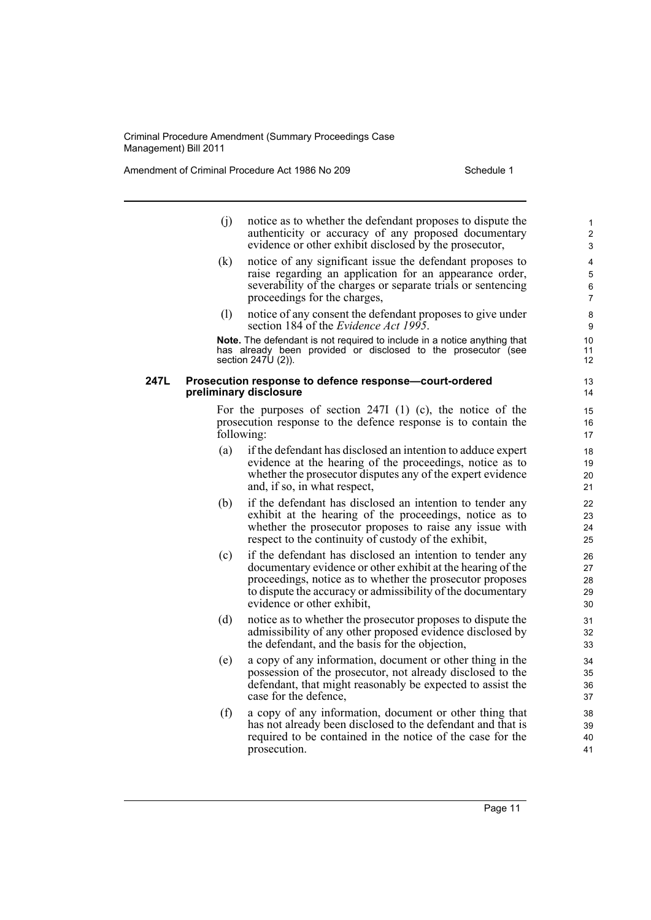(j) notice as to whether the defendant proposes to dispute the authenticity or accuracy of any proposed documentary evidence or other exhibit disclosed by the prosecutor,

(k) notice of any significant issue the defendant proposes to raise regarding an application for an appearance order, severability of the charges or separate trials or sentencing proceedings for the charges,

(l) notice of any consent the defendant proposes to give under section 184 of the *Evidence Act 1995*.

**Note.** The defendant is not required to include in a notice anything that has already been provided or disclosed to the prosecutor (see section 247U (2)).

### 247L Prosecution response to defence response—court-ordered preliminary disclosure

For the purposes of section 247I (1) (c), the notice of the prosecution response to the defence response is to contain the following:

(a) if the defendant has disclosed an intention to adduce expert evidence at the hearing of the proceedings, notice as to whether the prosecutor disputes any of the expert evidence and, if so, in what respect,

(b) if the defendant has disclosed an intention to tender any exhibit at the hearing of the proceedings, notice as to whether the prosecutor proposes to raise any issue with respect to the continuity of custody of the exhibit,

(c) if the defendant has disclosed an intention to tender any documentary evidence or other exhibit at the hearing of the proceedings, notice as to whether the prosecutor proposes to dispute the accuracy or admissibility of the documentary evidence or other exhibit,

(d) notice as to whether the prosecutor proposes to dispute the admissibility of any other proposed evidence disclosed by the defendant, and the basis for the objection,

(e) a copy of any information, document or other thing in the possession of the prosecutor, not already disclosed to the defendant, that might reasonably be expected to assist the case for the defence,

(f) a copy of any information, document or other thing that has not already been disclosed to the defendant and that is required to be contained in the notice of the case for the prosecution.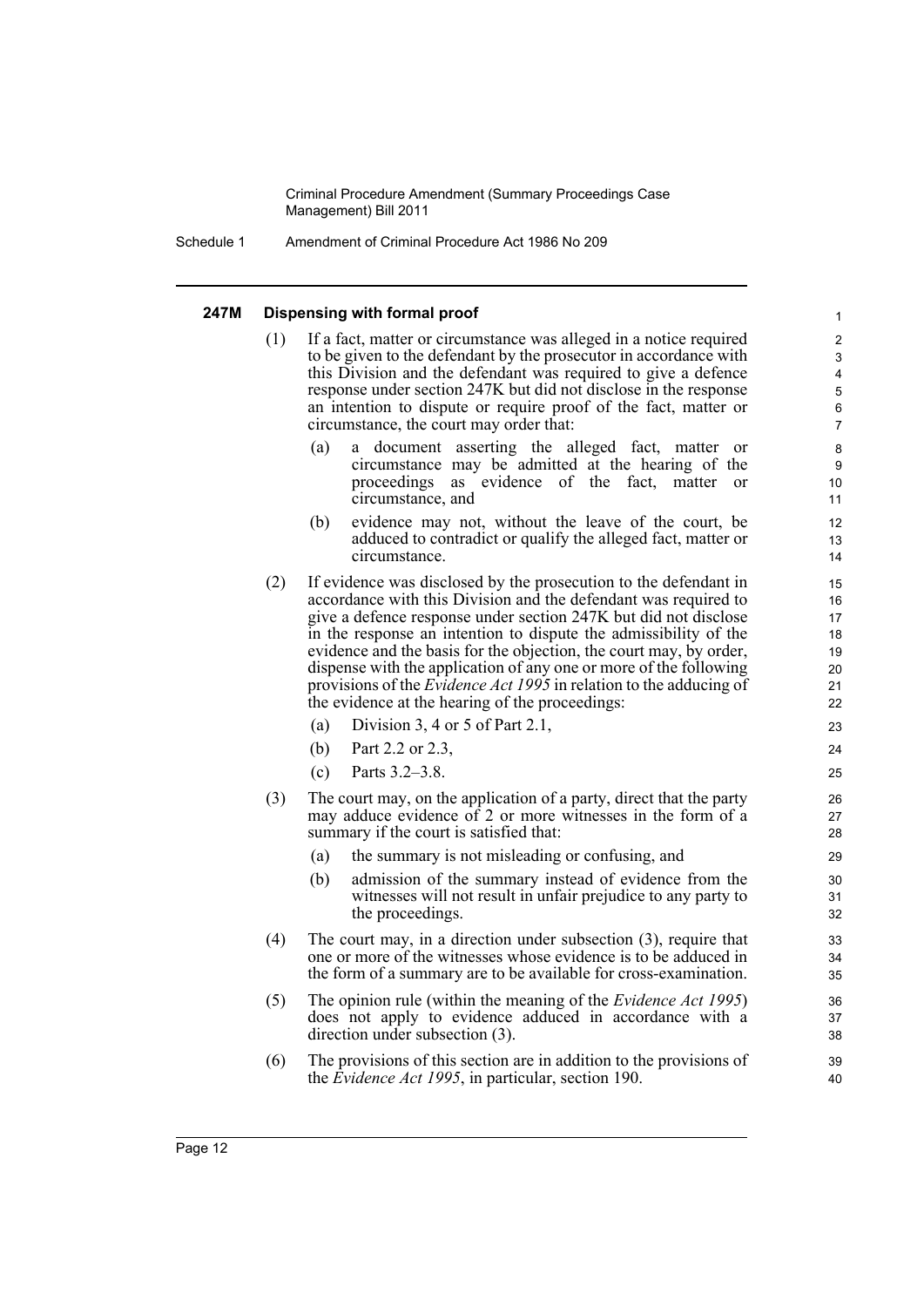#### 247M Dispensing with formal proof

(1) If a fact, matter or circumstance was alleged in a notice required to be given to the defendant by the prosecutor in accordance with this Division and the defendant was required to give a defence response under section 247K but did not disclose in the response an intention to dispute or require proof of the fact, matter or circumstance, the court may order that:

- (a) a document asserting the alleged fact, matter or circumstance may be admitted at the hearing of the proceedings as evidence of the fact, matter or circumstance, and
- (b) evidence may not, without the leave of the court, be adduced to contradict or qualify the alleged fact, matter or circumstance.

(2) If evidence was disclosed by the prosecution to the defendant in accordance with this Division and the defendant was required to give a defence response under section 247K but did not disclose in the response an intention to dispute the admissibility of the evidence and the basis for the objection, the court may, by order, dispense with the application of any one or more of the following provisions of the *Evidence Act 1995* in relation to the adducing of the evidence at the hearing of the proceedings:

- (a) Division 3, 4 or 5 of Part 2.1,
- (b) Part 2.2 or 2.3,
- (c) Parts 3.2–3.8.

(3) The court may, on the application of a party, direct that the party may adduce evidence of 2 or more witnesses in the form of a summary if the court is satisfied that:

- (a) the summary is not misleading or confusing, and
- (b) admission of the summary instead of evidence from the witnesses will not result in unfair prejudice to any party to the proceedings.

(4) The court may, in a direction under subsection (3), require that one or more of the witnesses whose evidence is to be adduced in the form of a summary are to be available for cross-examination.

(5) The opinion rule (within the meaning of the *Evidence Act 1995*) does not apply to evidence adduced in accordance with a direction under subsection (3).

(6) The provisions of this section are in addition to the provisions of the *Evidence Act 1995*, in particular, section 190.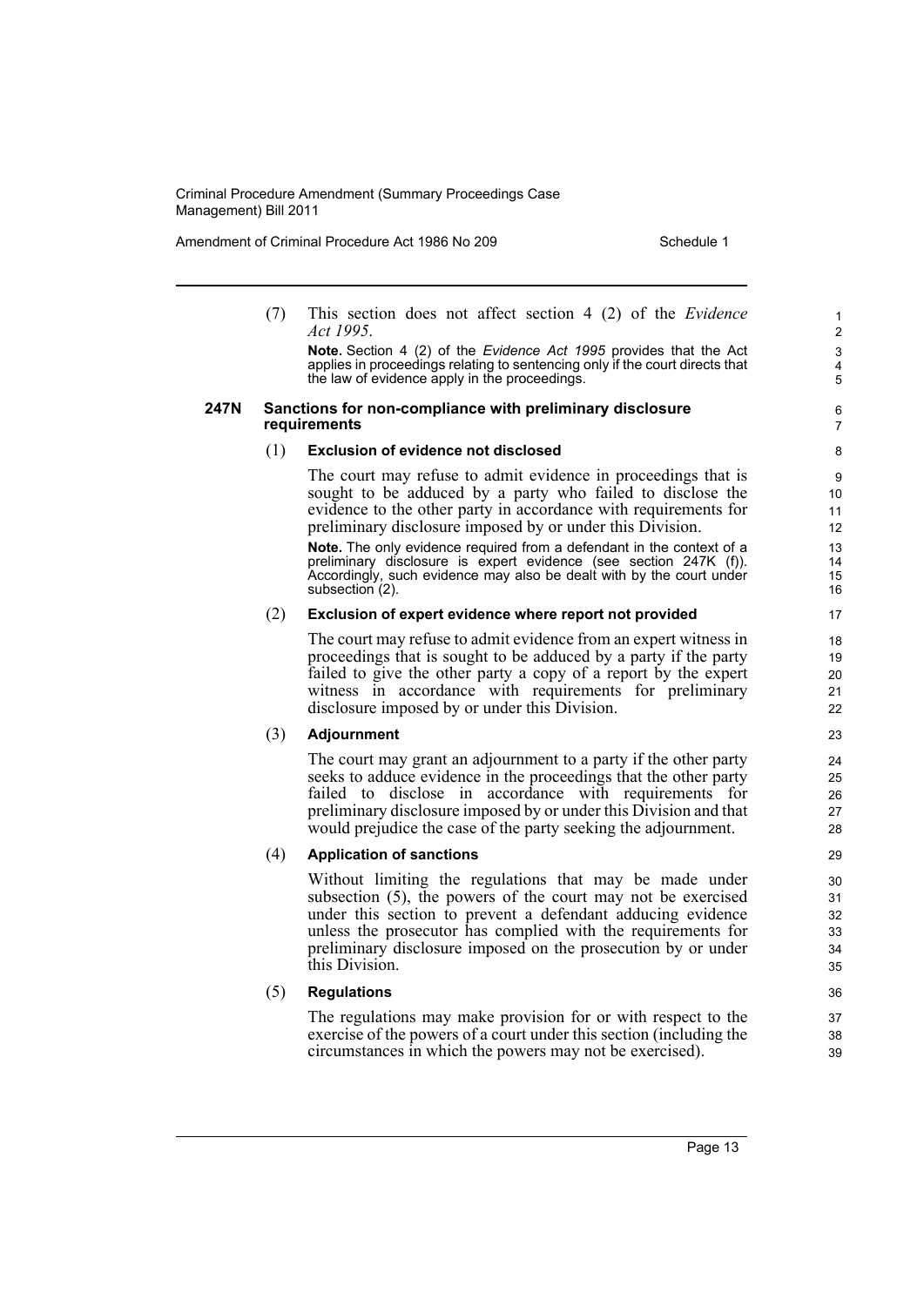(7) This section does not affect section 4 (2) of the *Evidence Act 1995*.

**Note.** Section 4 (2) of the *Evidence Act 1995* provides that the Act applies in proceedings relating to sentencing only if the court directs that the law of evidence apply in the proceedings.

### 247N Sanctions for non-compliance with preliminary disclosure requirements

(1) **Exclusion of evidence not disclosed**

The court may refuse to admit evidence in proceedings that is sought to be adduced by a party who failed to disclose the evidence to the other party in accordance with requirements for preliminary disclosure imposed by or under this Division.

**Note.** The only evidence required from a defendant in the context of a preliminary disclosure is expert evidence (see section 247K (f)). Accordingly, such evidence may also be dealt with by the court under subsection (2).

(2) **Exclusion of expert evidence where report not provided**

The court may refuse to admit evidence from an expert witness in proceedings that is sought to be adduced by a party if the party failed to give the other party a copy of a report by the expert witness in accordance with requirements for preliminary disclosure imposed by or under this Division.

(3) **Adjournment**

The court may grant an adjournment to a party if the other party seeks to adduce evidence in the proceedings that the other party failed to disclose in accordance with requirements for preliminary disclosure imposed by or under this Division and that would prejudice the case of the party seeking the adjournment.

(4) **Application of sanctions**

Without limiting the regulations that may be made under subsection (5), the powers of the court may not be exercised under this section to prevent a defendant adducing evidence unless the prosecutor has complied with the requirements for preliminary disclosure imposed on the prosecution by or under this Division.

(5) **Regulations**

The regulations may make provision for or with respect to the exercise of the powers of a court under this section (including the circumstances in which the powers may not be exercised).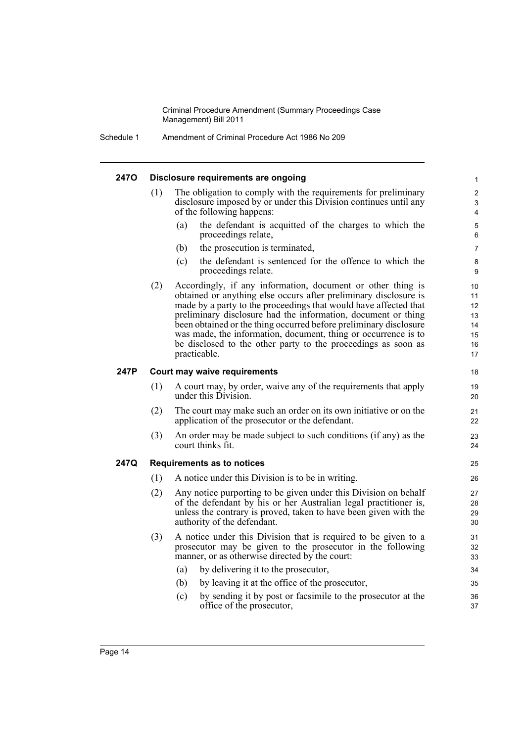### 247O Disclosure requirements are ongoing

(1) The obligation to comply with the requirements for preliminary disclosure imposed by or under this Division continues until any of the following happens:

- (a) the defendant is acquitted of the charges to which the proceedings relate,
- (b) the prosecution is terminated,
- (c) the defendant is sentenced for the offence to which the proceedings relate.

(2) Accordingly, if any information, document or other thing is obtained or anything else occurs after preliminary disclosure is made by a party to the proceedings that would have affected that preliminary disclosure had the information, document or thing been obtained or the thing occurred before preliminary disclosure was made, the information, document, thing or occurrence is to be disclosed to the other party to the proceedings as soon as practicable.

### 247P Court may waive requirements

(1) A court may, by order, waive any of the requirements that apply under this Division.

(2) The court may make such an order on its own initiative or on the application of the prosecutor or the defendant.

(3) An order may be made subject to such conditions (if any) as the court thinks fit.

### 247Q Requirements as to notices

(1) A notice under this Division is to be in writing.

(2) Any notice purporting to be given under this Division on behalf of the defendant by his or her Australian legal practitioner is, unless the contrary is proved, taken to have been given with the authority of the defendant.

(3) A notice under this Division that is required to be given to a prosecutor may be given to the prosecutor in the following manner, or as otherwise directed by the court:

- (a) by delivering it to the prosecutor,
- (b) by leaving it at the office of the prosecutor,
- (c) by sending it by post or facsimile to the prosecutor at the office of the prosecutor,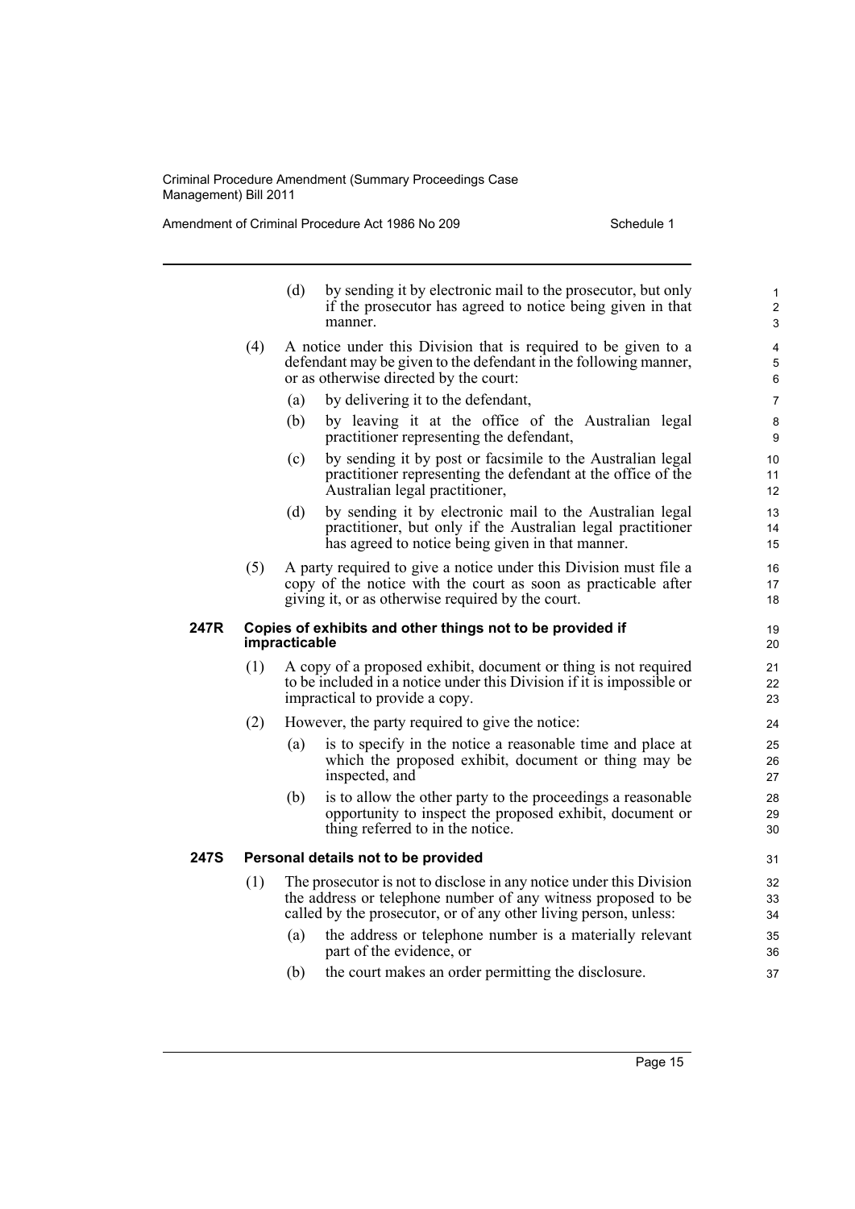(d) by sending it by electronic mail to the prosecutor, but only if the prosecutor has agreed to notice being given in that manner.

(4) A notice under this Division that is required to be given to a defendant may be given to the defendant in the following manner, or as otherwise directed by the court:

(a) by delivering it to the defendant,

(b) by leaving it at the office of the Australian legal practitioner representing the defendant,

(c) by sending it by post or facsimile to the Australian legal practitioner representing the defendant at the office of the Australian legal practitioner,

(d) by sending it by electronic mail to the Australian legal practitioner, but only if the Australian legal practitioner has agreed to notice being given in that manner.

(5) A party required to give a notice under this Division must file a copy of the notice with the court as soon as practicable after giving it, or as otherwise required by the court.

### 247R Copies of exhibits and other things not to be provided if impracticable

(1) A copy of a proposed exhibit, document or thing is not required to be included in a notice under this Division if it is impossible or impractical to provide a copy.

(2) However, the party required to give the notice:

(a) is to specify in the notice a reasonable time and place at which the proposed exhibit, document or thing may be inspected, and

(b) is to allow the other party to the proceedings a reasonable opportunity to inspect the proposed exhibit, document or thing referred to in the notice.

### 247S Personal details not to be provided

(1) The prosecutor is not to disclose in any notice under this Division the address or telephone number of any witness proposed to be called by the prosecutor, or of any other living person, unless:

(a) the address or telephone number is a materially relevant part of the evidence, or

(b) the court makes an order permitting the disclosure.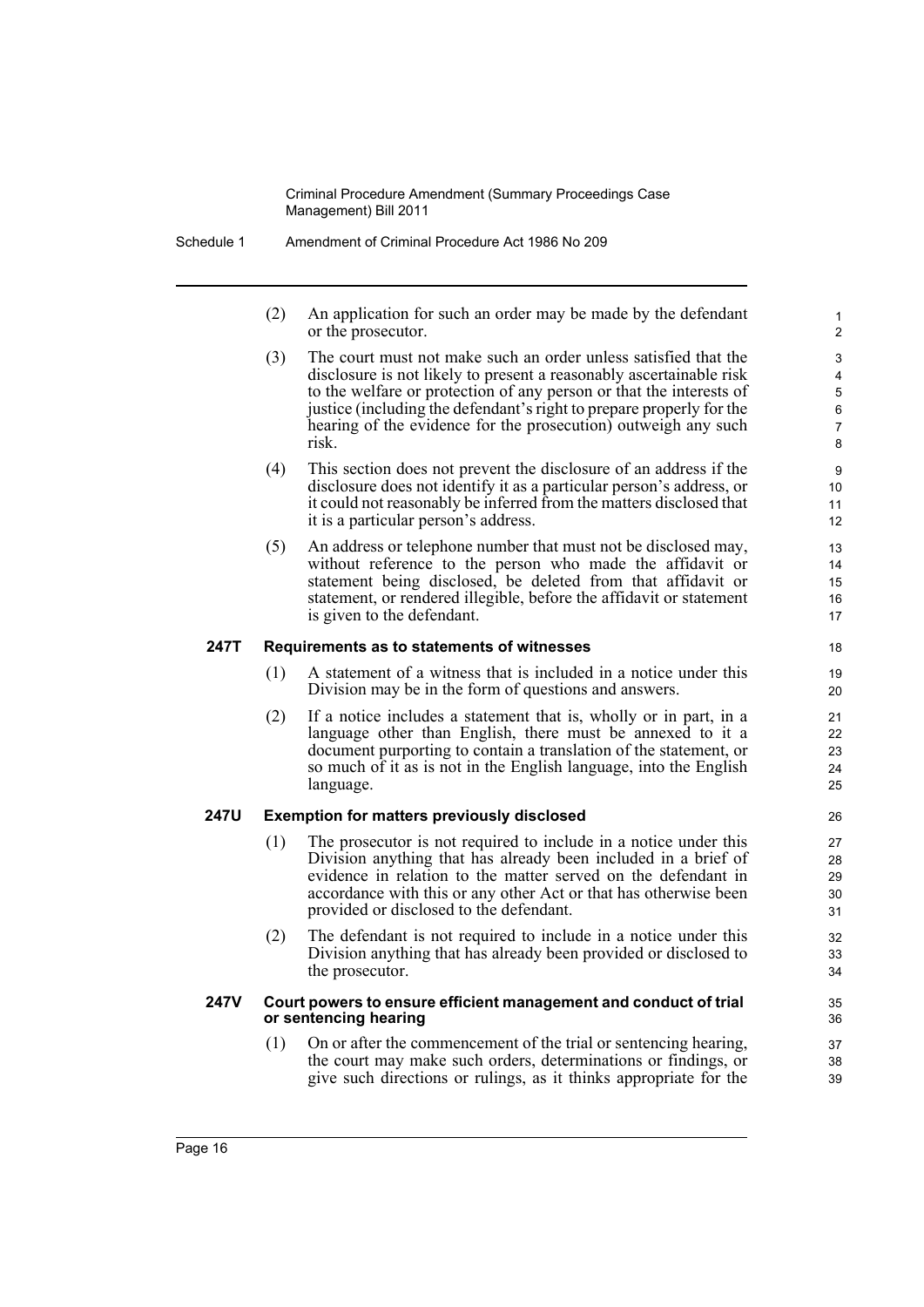(2) An application for such an order may be made by the defendant or the prosecutor.

(3) The court must not make such an order unless satisfied that the disclosure is not likely to present a reasonably ascertainable risk to the welfare or protection of any person or that the interests of justice (including the defendant's right to prepare properly for the hearing of the evidence for the prosecution) outweigh any such risk.

(4) This section does not prevent the disclosure of an address if the disclosure does not identify it as a particular person's address, or it could not reasonably be inferred from the matters disclosed that it is a particular person's address.

(5) An address or telephone number that must not be disclosed may, without reference to the person who made the affidavit or statement being disclosed, be deleted from that affidavit or statement, or rendered illegible, before the affidavit or statement is given to the defendant.

### 247T Requirements as to statements of witnesses

(1) A statement of a witness that is included in a notice under this Division may be in the form of questions and answers.

(2) If a notice includes a statement that is, wholly or in part, in a language other than English, there must be annexed to it a document purporting to contain a translation of the statement, or so much of it as is not in the English language, into the English language.

### 247U Exemption for matters previously disclosed

(1) The prosecutor is not required to include in a notice under this Division anything that has already been included in a brief of evidence in relation to the matter served on the defendant in accordance with this or any other Act or that has otherwise been provided or disclosed to the defendant.

(2) The defendant is not required to include in a notice under this Division anything that has already been provided or disclosed to the prosecutor.

### 247V Court powers to ensure efficient management and conduct of trial or sentencing hearing

(1) On or after the commencement of the trial or sentencing hearing, the court may make such orders, determinations or findings, or give such directions or rulings, as it thinks appropriate for the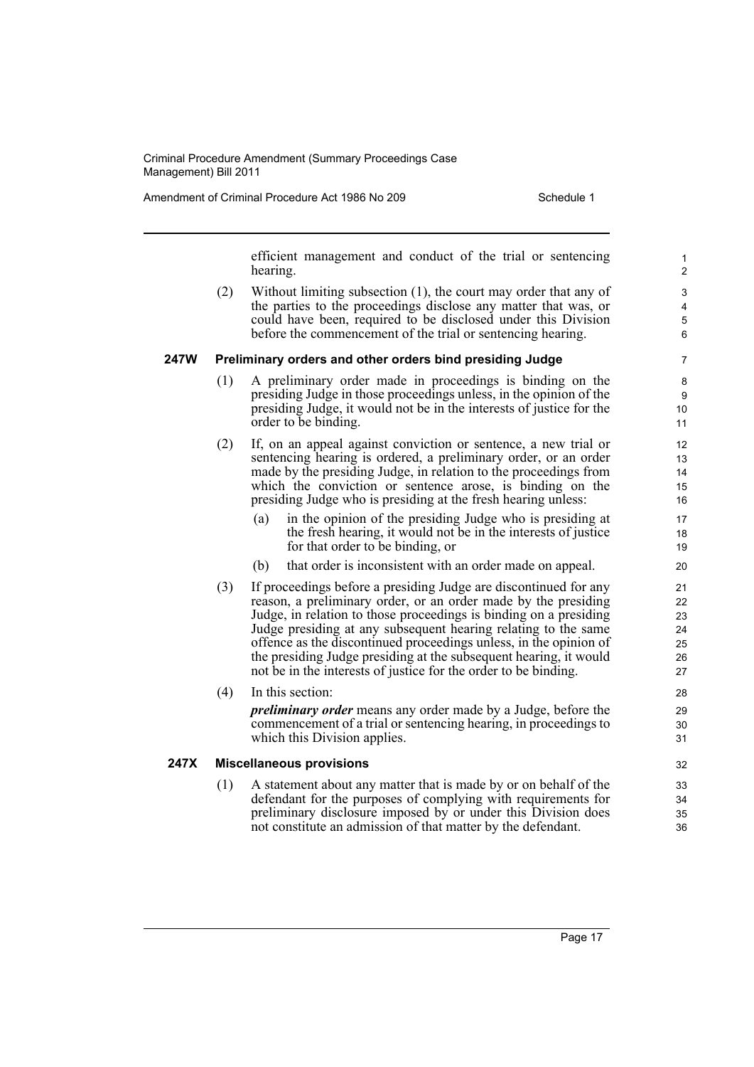efficient management and conduct of the trial or sentencing hearing.

(2) Without limiting subsection (1), the court may order that any of the parties to the proceedings disclose any matter that was, or could have been, required to be disclosed under this Division before the commencement of the trial or sentencing hearing.

### 247W Preliminary orders and other orders bind presiding Judge

(1) A preliminary order made in proceedings is binding on the presiding Judge in those proceedings unless, in the opinion of the presiding Judge, it would not be in the interests of justice for the order to be binding.

(2) If, on an appeal against conviction or sentence, a new trial or sentencing hearing is ordered, a preliminary order, or an order made by the presiding Judge, in relation to the proceedings from which the conviction or sentence arose, is binding on the presiding Judge who is presiding at the fresh hearing unless:

- (a) in the opinion of the presiding Judge who is presiding at the fresh hearing, it would not be in the interests of justice for that order to be binding, or
- (b) that order is inconsistent with an order made on appeal.

(3) If proceedings before a presiding Judge are discontinued for any reason, a preliminary order, or an order made by the presiding Judge, in relation to those proceedings is binding on a presiding Judge presiding at any subsequent hearing relating to the same offence as the discontinued proceedings unless, in the opinion of the presiding Judge presiding at the subsequent hearing, it would not be in the interests of justice for the order to be binding.

(4) In this section:

***preliminary order*** means any order made by a Judge, before the commencement of a trial or sentencing hearing, in proceedings to which this Division applies.

### 247X Miscellaneous provisions

(1) A statement about any matter that is made by or on behalf of the defendant for the purposes of complying with requirements for preliminary disclosure imposed by or under this Division does not constitute an admission of that matter by the defendant.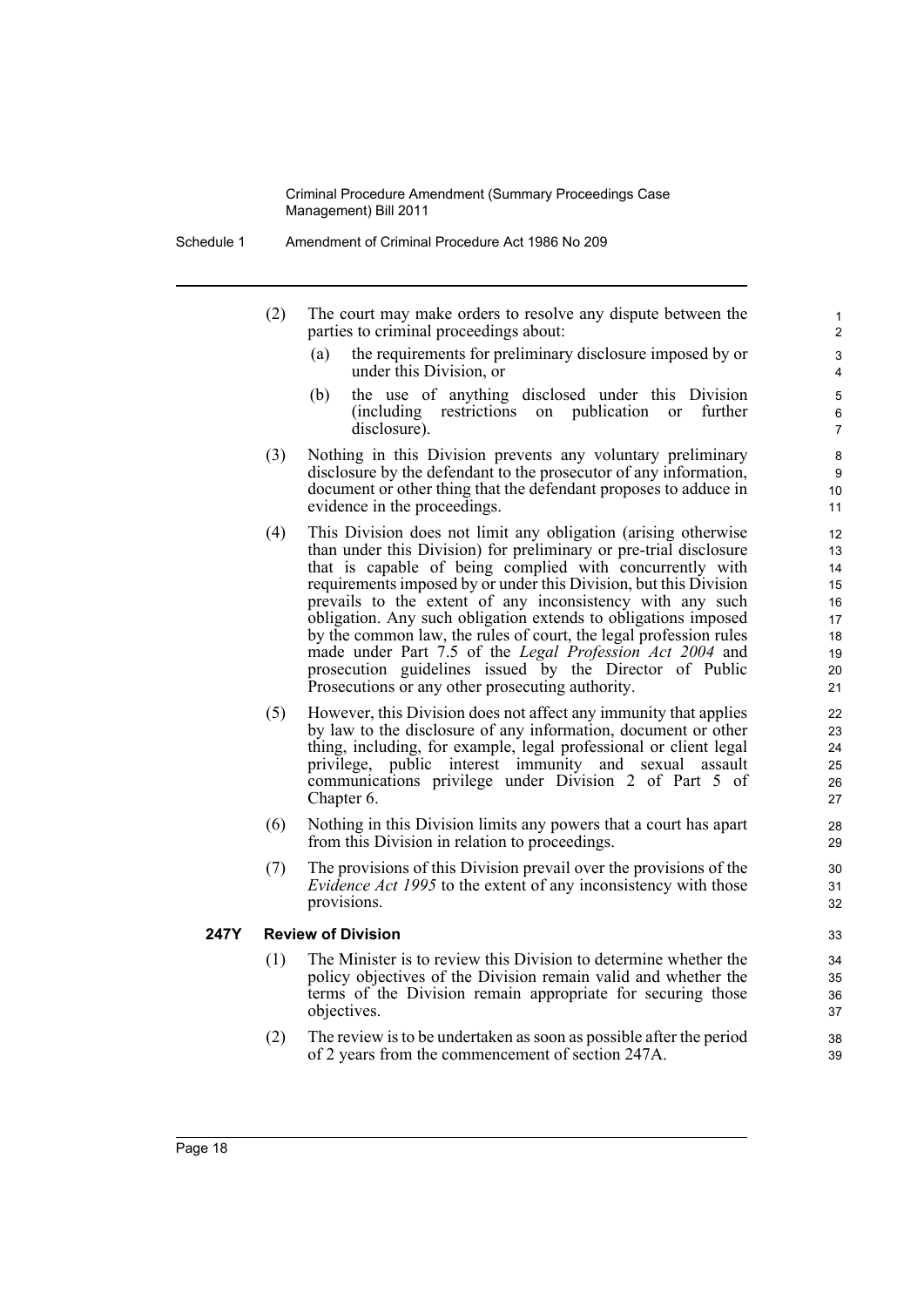(2) The court may make orders to resolve any dispute between the parties to criminal proceedings about:

(a) the requirements for preliminary disclosure imposed by or under this Division, or

(b) the use of anything disclosed under this Division (including restrictions on publication or further disclosure).

(3) Nothing in this Division prevents any voluntary preliminary disclosure by the defendant to the prosecutor of any information, document or other thing that the defendant proposes to adduce in evidence in the proceedings.

(4) This Division does not limit any obligation (arising otherwise than under this Division) for preliminary or pre-trial disclosure that is capable of being complied with concurrently with requirements imposed by or under this Division, but this Division prevails to the extent of any inconsistency with any such obligation. Any such obligation extends to obligations imposed by the common law, the rules of court, the legal profession rules made under Part 7.5 of the *Legal Profession Act 2004* and prosecution guidelines issued by the Director of Public Prosecutions or any other prosecuting authority.

(5) However, this Division does not affect any immunity that applies by law to the disclosure of any information, document or other thing, including, for example, legal professional or client legal privilege, public interest immunity and sexual assault communications privilege under Division 2 of Part 5 of Chapter 6.

(6) Nothing in this Division limits any powers that a court has apart from this Division in relation to proceedings.

(7) The provisions of this Division prevail over the provisions of the *Evidence Act 1995* to the extent of any inconsistency with those provisions.

### 247Y Review of Division

(1) The Minister is to review this Division to determine whether the policy objectives of the Division remain valid and whether the terms of the Division remain appropriate for securing those objectives.

(2) The review is to be undertaken as soon as possible after the period of 2 years from the commencement of section 247A.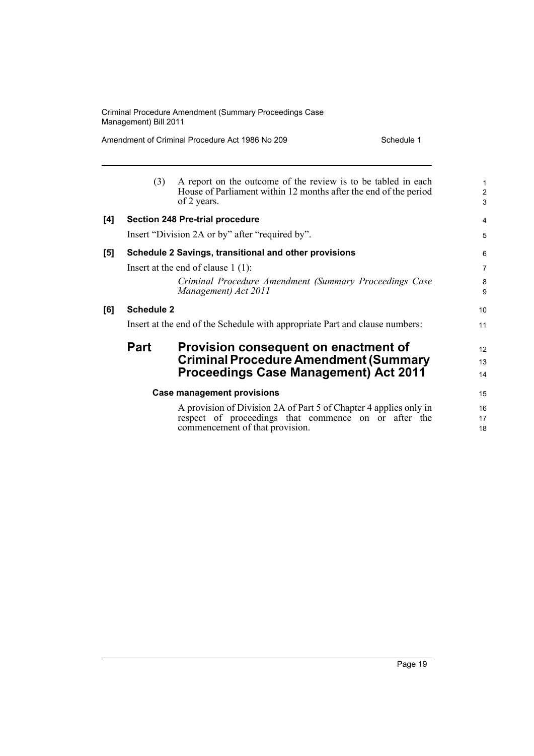(3) A report on the outcome of the review is to be tabled in each House of Parliament within 12 months after the end of the period of 2 years.

**[4] Section 248 Pre-trial procedure**

Insert "Division 2A or by" after "required by".

**[5] Schedule 2 Savings, transitional and other provisions**

Insert at the end of clause 1 (1):

*Criminal Procedure Amendment (Summary Proceedings Case Management) Act 2011*

**[6] Schedule 2**

Insert at the end of the Schedule with appropriate Part and clause numbers:

## Part Provision consequent on enactment of Criminal Procedure Amendment (Summary Proceedings Case Management) Act 2011

**Case management provisions**

A provision of Division 2A of Part 5 of Chapter 4 applies only in respect of proceedings that commence on or after the commencement of that provision.